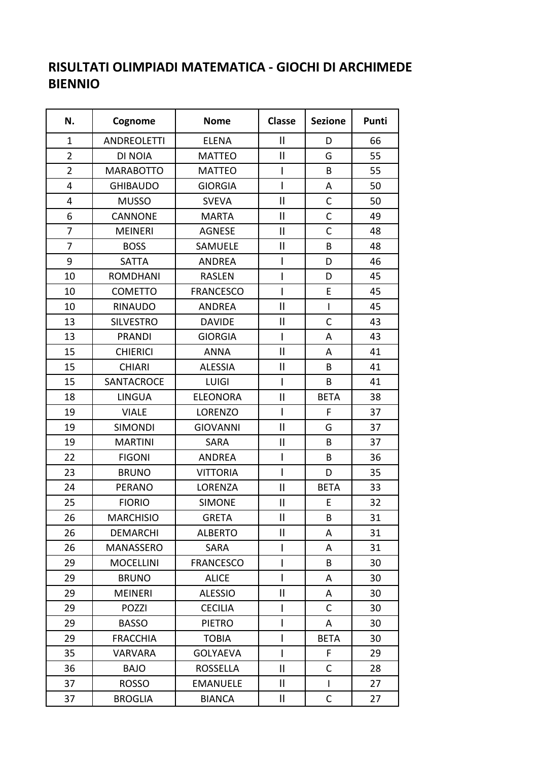# RISULTATI OLIMPIADI MATEMATICA - GIOCHI DI ARCHIMEDE BIENNIO

| N. | Cognome | Nome | Classe | Sezione | Punti |
|---|---|---|---|---|---|
| 1 | ANDREOLETTI | ELENA | II | D | 66 |
| 2 | DI NOIA | MATTEO | II | G | 55 |
| 2 | MARABOTTO | MATTEO | I | B | 55 |
| 4 | GHIBAUDO | GIORGIA | I | A | 50 |
| 4 | MUSSO | SVEVA | II | C | 50 |
| 6 | CANNONE | MARTA | II | C | 49 |
| 7 | MEINERI | AGNESE | II | C | 48 |
| 7 | BOSS | SAMUELE | II | B | 48 |
| 9 | SATTA | ANDREA | I | D | 46 |
| 10 | ROMDHANI | RASLEN | I | D | 45 |
| 10 | COMETTO | FRANCESCO | I | E | 45 |
| 10 | RINAUDO | ANDREA | II | I | 45 |
| 13 | SILVESTRO | DAVIDE | II | C | 43 |
| 13 | PRANDI | GIORGIA | I | A | 43 |
| 15 | CHIERICI | ANNA | II | A | 41 |
| 15 | CHIARI | ALESSIA | II | B | 41 |
| 15 | SANTACROCE | LUIGI | I | B | 41 |
| 18 | LINGUA | ELEONORA | II | BETA | 38 |
| 19 | VIALE | LORENZO | I | F | 37 |
| 19 | SIMONDI | GIOVANNI | II | G | 37 |
| 19 | MARTINI | SARA | II | B | 37 |
| 22 | FIGONI | ANDREA | I | B | 36 |
| 23 | BRUNO | VITTORIA | I | D | 35 |
| 24 | PERANO | LORENZA | II | BETA | 33 |
| 25 | FIORIO | SIMONE | II | E | 32 |
| 26 | MARCHISIO | GRETA | II | B | 31 |
| 26 | DEMARCHI | ALBERTO | II | A | 31 |
| 26 | MANASSERO | SARA | I | A | 31 |
| 29 | MOCELLINI | FRANCESCO | I | B | 30 |
| 29 | BRUNO | ALICE | I | A | 30 |
| 29 | MEINERI | ALESSIO | II | A | 30 |
| 29 | POZZI | CECILIA | I | C | 30 |
| 29 | BASSO | PIETRO | I | A | 30 |
| 29 | FRACCHIA | TOBIA | I | BETA | 30 |
| 35 | VARVARA | GOLYAEVA | I | F | 29 |
| 36 | BAJO | ROSSELLA | II | C | 28 |
| 37 | ROSSO | EMANUELE | II | I | 27 |
| 37 | BROGLIA | BIANCA | II | C | 27 |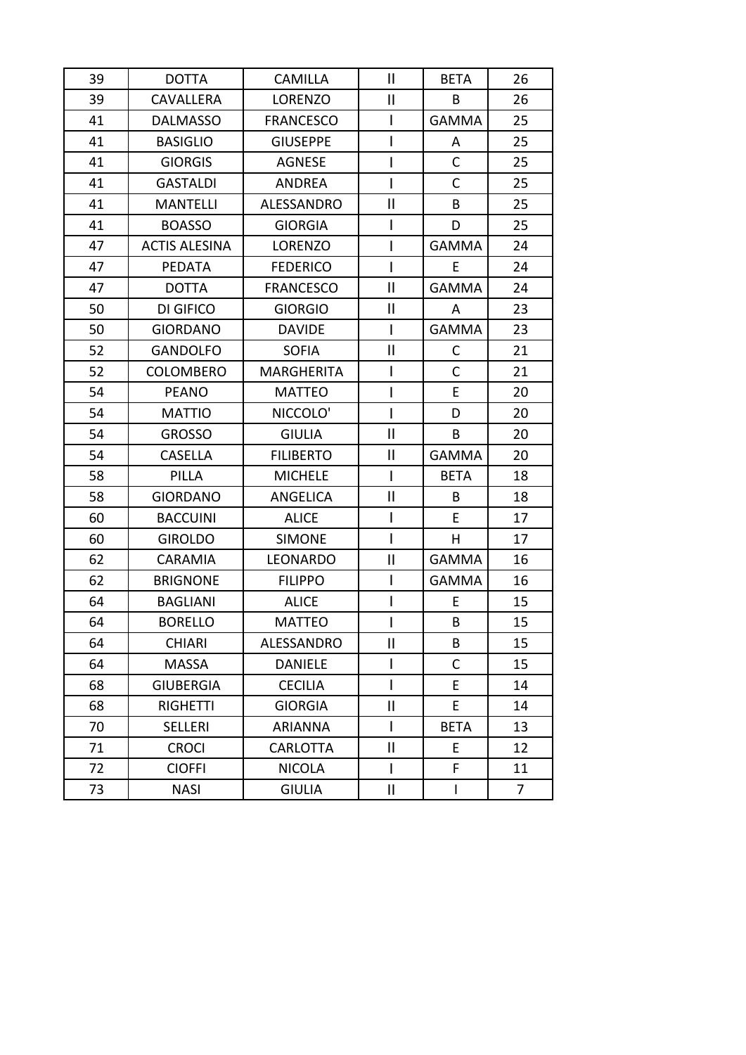| | | | | | |
|---|---|---|---|---|---|
| 39 | DOTTA | CAMILLA | II | BETA | 26 |
| 39 | CAVALLERA | LORENZO | II | B | 26 |
| 41 | DALMASSO | FRANCESCO | I | GAMMA | 25 |
| 41 | BASIGLIO | GIUSEPPE | I | A | 25 |
| 41 | GIORGIS | AGNESE | I | C | 25 |
| 41 | GASTALDI | ANDREA | I | C | 25 |
| 41 | MANTELLI | ALESSANDRO | II | B | 25 |
| 41 | BOASSO | GIORGIA | I | D | 25 |
| 47 | ACTIS ALESINA | LORENZO | I | GAMMA | 24 |
| 47 | PEDATA | FEDERICO | I | E | 24 |
| 47 | DOTTA | FRANCESCO | II | GAMMA | 24 |
| 50 | DI GIFICO | GIORGIO | II | A | 23 |
| 50 | GIORDANO | DAVIDE | I | GAMMA | 23 |
| 52 | GANDOLFO | SOFIA | II | C | 21 |
| 52 | COLOMBERO | MARGHERITA | I | C | 21 |
| 54 | PEANO | MATTEO | I | E | 20 |
| 54 | MATTIO | NICCOLO' | I | D | 20 |
| 54 | GROSSO | GIULIA | II | B | 20 |
| 54 | CASELLA | FILIBERTO | II | GAMMA | 20 |
| 58 | PILLA | MICHELE | I | BETA | 18 |
| 58 | GIORDANO | ANGELICA | II | B | 18 |
| 60 | BACCUINI | ALICE | I | E | 17 |
| 60 | GIROLDO | SIMONE | I | H | 17 |
| 62 | CARAMIA | LEONARDO | II | GAMMA | 16 |
| 62 | BRIGNONE | FILIPPO | I | GAMMA | 16 |
| 64 | BAGLIANI | ALICE | I | E | 15 |
| 64 | BORELLO | MATTEO | I | B | 15 |
| 64 | CHIARI | ALESSANDRO | II | B | 15 |
| 64 | MASSA | DANIELE | I | C | 15 |
| 68 | GIUBERGIA | CECILIA | I | E | 14 |
| 68 | RIGHETTI | GIORGIA | II | E | 14 |
| 70 | SELLERI | ARIANNA | I | BETA | 13 |
| 71 | CROCI | CARLOTTA | II | E | 12 |
| 72 | CIOFFI | NICOLA | I | F | 11 |
| 73 | NASI | GIULIA | II | I | 7 |